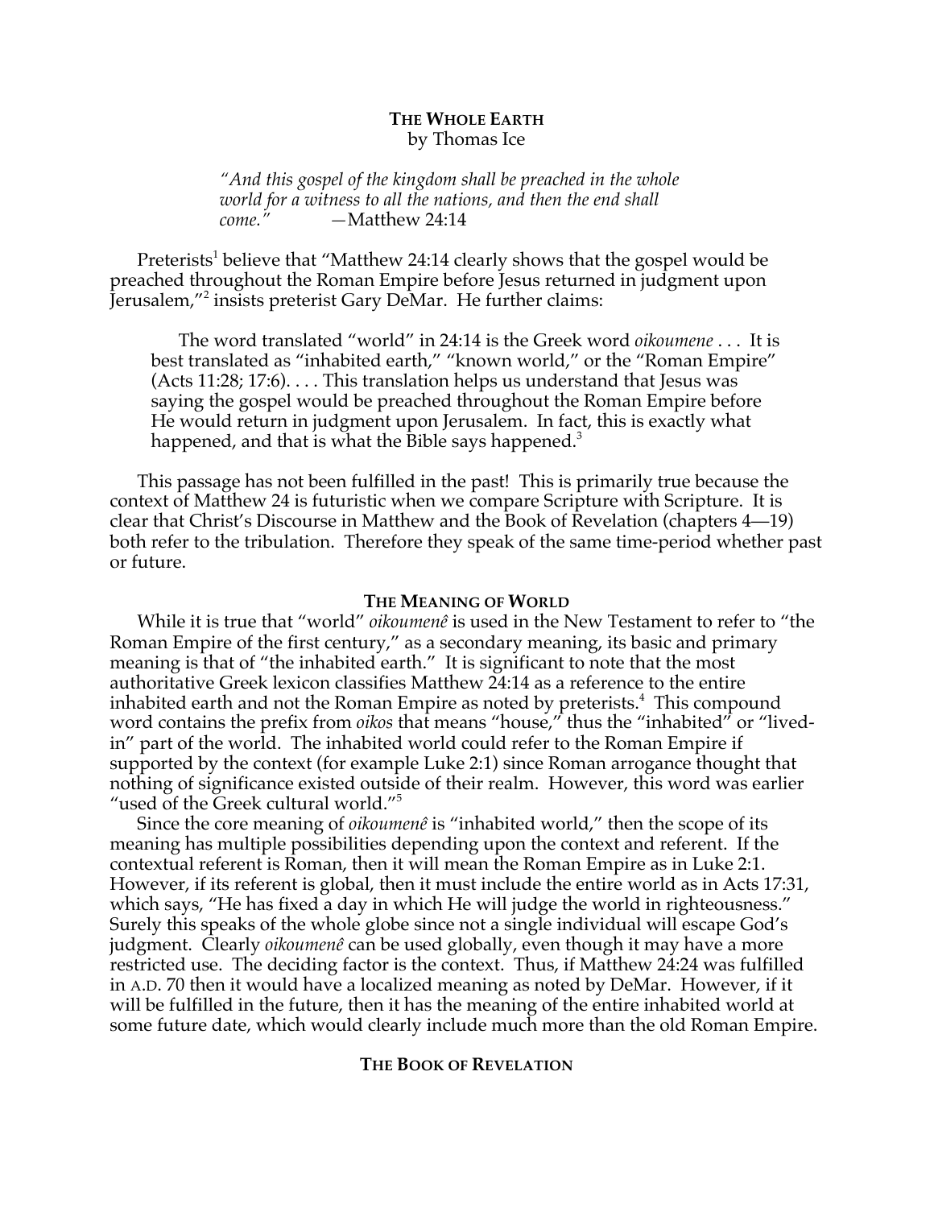# THE WHOLE EARTH

by Thomas Ice

> *"And this gospel of the kingdom shall be preached in the whole world for a witness to all the nations, and then the end shall come."* —Matthew 24:14

Preterists[1] believe that "Matthew 24:14 clearly shows that the gospel would be preached throughout the Roman Empire before Jesus returned in judgment upon Jerusalem,"[2] insists preterist Gary DeMar. He further claims:

> The word translated "world" in 24:14 is the Greek word *oikoumene* . . . It is best translated as "inhabited earth," "known world," or the "Roman Empire" (Acts 11:28; 17:6). . . . This translation helps us understand that Jesus was saying the gospel would be preached throughout the Roman Empire before He would return in judgment upon Jerusalem. In fact, this is exactly what happened, and that is what the Bible says happened.[3]

This passage has not been fulfilled in the past! This is primarily true because the context of Matthew 24 is futuristic when we compare Scripture with Scripture. It is clear that Christ's Discourse in Matthew and the Book of Revelation (chapters 4—19) both refer to the tribulation. Therefore they speak of the same time-period whether past or future.

## THE MEANING OF WORLD

While it is true that "world" *oikoumenê* is used in the New Testament to refer to "the Roman Empire of the first century," as a secondary meaning, its basic and primary meaning is that of "the inhabited earth." It is significant to note that the most authoritative Greek lexicon classifies Matthew 24:14 as a reference to the entire inhabited earth and not the Roman Empire as noted by preterists.[4] This compound word contains the prefix from *oikos* that means "house," thus the "inhabited" or "lived-in" part of the world. The inhabited world could refer to the Roman Empire if supported by the context (for example Luke 2:1) since Roman arrogance thought that nothing of significance existed outside of their realm. However, this word was earlier "used of the Greek cultural world."[5]

Since the core meaning of *oikoumenê* is "inhabited world," then the scope of its meaning has multiple possibilities depending upon the context and referent. If the contextual referent is Roman, then it will mean the Roman Empire as in Luke 2:1. However, if its referent is global, then it must include the entire world as in Acts 17:31, which says, "He has fixed a day in which He will judge the world in righteousness." Surely this speaks of the whole globe since not a single individual will escape God's judgment. Clearly *oikoumenê* can be used globally, even though it may have a more restricted use. The deciding factor is the context. Thus, if Matthew 24:24 was fulfilled in A.D. 70 then it would have a localized meaning as noted by DeMar. However, if it will be fulfilled in the future, then it has the meaning of the entire inhabited world at some future date, which would clearly include much more than the old Roman Empire.

## THE BOOK OF REVELATION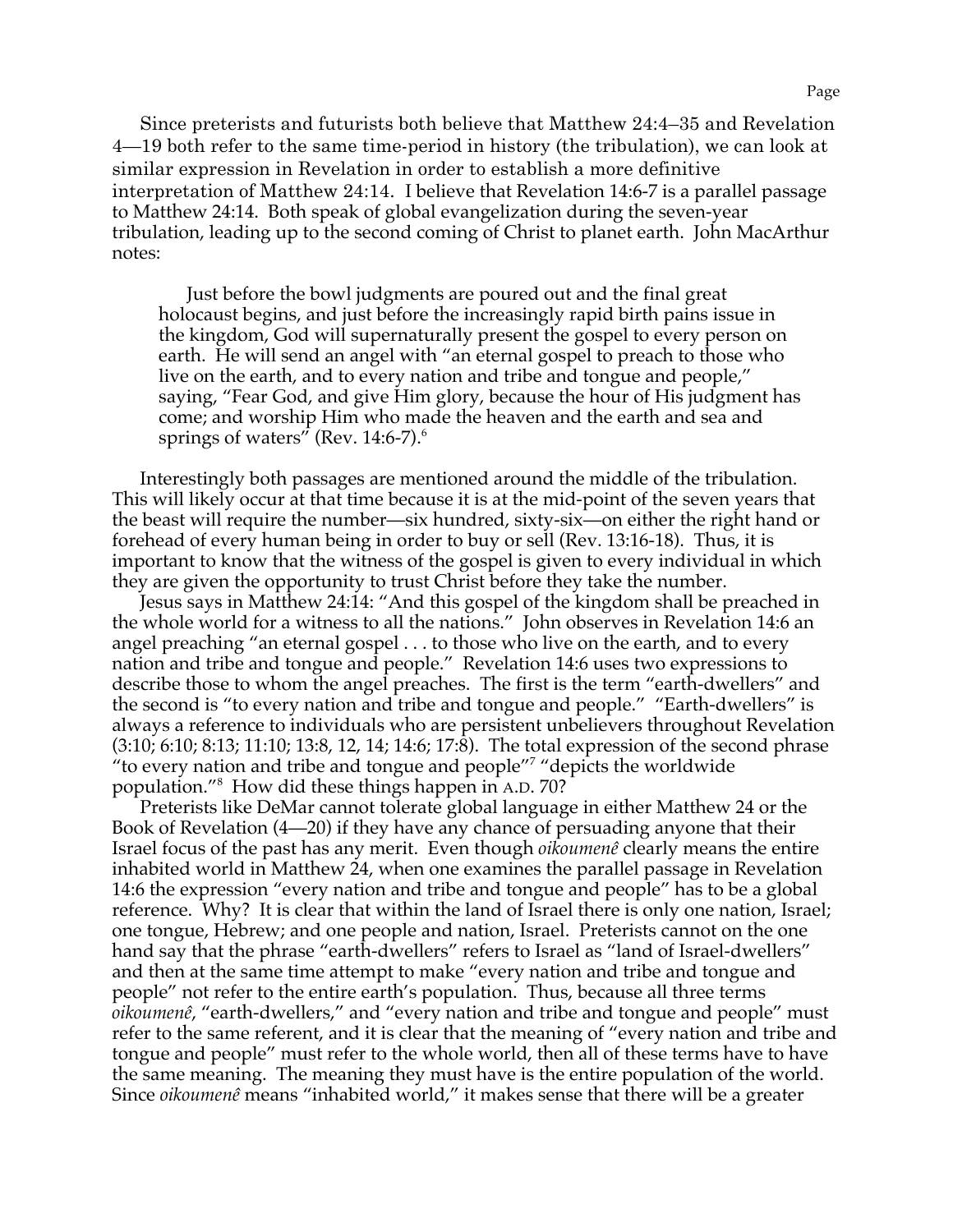Since preterists and futurists both believe that Matthew 24:4–35 and Revelation 4—19 both refer to the same time-period in history (the tribulation), we can look at similar expression in Revelation in order to establish a more definitive interpretation of Matthew 24:14. I believe that Revelation 14:6-7 is a parallel passage to Matthew 24:14. Both speak of global evangelization during the seven-year tribulation, leading up to the second coming of Christ to planet earth. John MacArthur notes:

> Just before the bowl judgments are poured out and the final great holocaust begins, and just before the increasingly rapid birth pains issue in the kingdom, God will supernaturally present the gospel to every person on earth. He will send an angel with "an eternal gospel to preach to those who live on the earth, and to every nation and tribe and tongue and people," saying, "Fear God, and give Him glory, because the hour of His judgment has come; and worship Him who made the heaven and the earth and sea and springs of waters" (Rev. 14:6-7).[6]

Interestingly both passages are mentioned around the middle of the tribulation. This will likely occur at that time because it is at the mid-point of the seven years that the beast will require the number—six hundred, sixty-six—on either the right hand or forehead of every human being in order to buy or sell (Rev. 13:16-18). Thus, it is important to know that the witness of the gospel is given to every individual in which they are given the opportunity to trust Christ before they take the number.

Jesus says in Matthew 24:14: "And this gospel of the kingdom shall be preached in the whole world for a witness to all the nations." John observes in Revelation 14:6 an angel preaching "an eternal gospel . . . to those who live on the earth, and to every nation and tribe and tongue and people." Revelation 14:6 uses two expressions to describe those to whom the angel preaches. The first is the term "earth-dwellers" and the second is "to every nation and tribe and tongue and people." "Earth-dwellers" is always a reference to individuals who are persistent unbelievers throughout Revelation (3:10; 6:10; 8:13; 11:10; 13:8, 12, 14; 14:6; 17:8). The total expression of the second phrase "to every nation and tribe and tongue and people"[7] "depicts the worldwide population."[8] How did these things happen in A.D. 70?

Preterists like DeMar cannot tolerate global language in either Matthew 24 or the Book of Revelation (4—20) if they have any chance of persuading anyone that their Israel focus of the past has any merit. Even though *oikoumenê* clearly means the entire inhabited world in Matthew 24, when one examines the parallel passage in Revelation 14:6 the expression "every nation and tribe and tongue and people" has to be a global reference. Why? It is clear that within the land of Israel there is only one nation, Israel; one tongue, Hebrew; and one people and nation, Israel. Preterists cannot on the one hand say that the phrase "earth-dwellers" refers to Israel as "land of Israel-dwellers" and then at the same time attempt to make "every nation and tribe and tongue and people" not refer to the entire earth's population. Thus, because all three terms *oikoumenê*, "earth-dwellers," and "every nation and tribe and tongue and people" must refer to the same referent, and it is clear that the meaning of "every nation and tribe and tongue and people" must refer to the whole world, then all of these terms have to have the same meaning. The meaning they must have is the entire population of the world. Since *oikoumenê* means "inhabited world," it makes sense that there will be a greater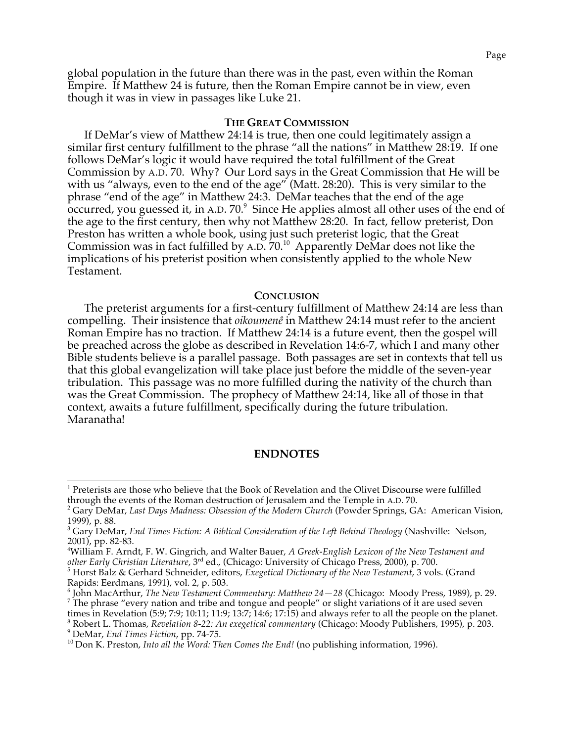global population in the future than there was in the past, even within the Roman Empire. If Matthew 24 is future, then the Roman Empire cannot be in view, even though it was in view in passages like Luke 21.

### THE GREAT COMMISSION

If DeMar's view of Matthew 24:14 is true, then one could legitimately assign a similar first century fulfillment to the phrase "all the nations" in Matthew 28:19. If one follows DeMar's logic it would have required the total fulfillment of the Great Commission by A.D. 70. Why? Our Lord says in the Great Commission that He will be with us "always, even to the end of the age" (Matt. 28:20). This is very similar to the phrase "end of the age" in Matthew 24:3. DeMar teaches that the end of the age occurred, you guessed it, in A.D. 70.[9] Since He applies almost all other uses of the end of the age to the first century, then why not Matthew 28:20. In fact, fellow preterist, Don Preston has written a whole book, using just such preterist logic, that the Great Commission was in fact fulfilled by A.D. 70.[10] Apparently DeMar does not like the implications of his preterist position when consistently applied to the whole New Testament.

### CONCLUSION

The preterist arguments for a first-century fulfillment of Matthew 24:14 are less than compelling. Their insistence that *oikoumenê* in Matthew 24:14 must refer to the ancient Roman Empire has no traction. If Matthew 24:14 is a future event, then the gospel will be preached across the globe as described in Revelation 14:6-7, which I and many other Bible students believe is a parallel passage. Both passages are set in contexts that tell us that this global evangelization will take place just before the middle of the seven-year tribulation. This passage was no more fulfilled during the nativity of the church than was the Great Commission. The prophecy of Matthew 24:14, like all of those in that context, awaits a future fulfillment, specifically during the future tribulation. Maranatha!

## ENDNOTES

[1] Preterists are those who believe that the Book of Revelation and the Olivet Discourse were fulfilled through the events of the Roman destruction of Jerusalem and the Temple in A.D. 70.

[2] Gary DeMar, *Last Days Madness: Obsession of the Modern Church* (Powder Springs, GA: American Vision, 1999), p. 88.

[3] Gary DeMar, *End Times Fiction: A Biblical Consideration of the Left Behind Theology* (Nashville: Nelson, 2001), pp. 82-83.

[4] William F. Arndt, F. W. Gingrich, and Walter Bauer, *A Greek-English Lexicon of the New Testament and other Early Christian Literature*, 3rd ed., (Chicago: University of Chicago Press, 2000), p. 700.

[5] Horst Balz & Gerhard Schneider, editors, *Exegetical Dictionary of the New Testament*, 3 vols. (Grand Rapids: Eerdmans, 1991), vol. 2, p. 503.

[6] John MacArthur, *The New Testament Commentary: Matthew 24—28* (Chicago: Moody Press, 1989), p. 29.

[7] The phrase "every nation and tribe and tongue and people" or slight variations of it are used seven times in Revelation (5:9; 7:9; 10:11; 11:9; 13:7; 14:6; 17:15) and always refer to all the people on the planet.

[8] Robert L. Thomas, *Revelation 8-22: An exegetical commentary* (Chicago: Moody Publishers, 1995), p. 203.

[9] DeMar, *End Times Fiction*, pp. 74-75.

[10] Don K. Preston, *Into all the Word: Then Comes the End!* (no publishing information, 1996).